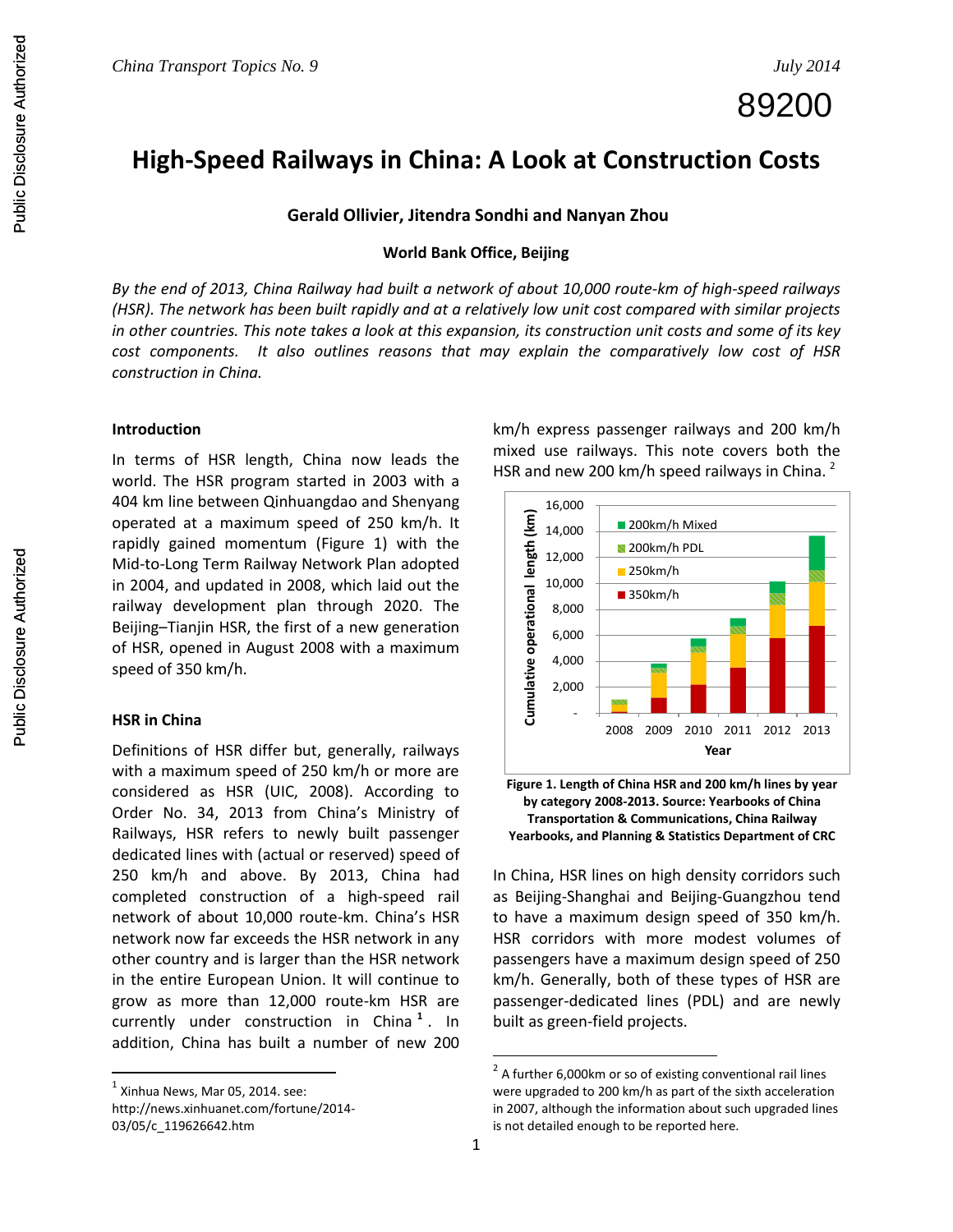*China Transport Topics No. 9* *July 2014*

89200

# High-Speed Railways in China: A Look at Construction Costs

**Gerald Ollivier, Jitendra Sondhi and Nanyan Zhou**

**World Bank Office, Beijing**

*By the end of 2013, China Railway had built a network of about 10,000 route-km of high-speed railways (HSR). The network has been built rapidly and at a relatively low unit cost compared with similar projects in other countries. This note takes a look at this expansion, its construction unit costs and some of its key cost components. It also outlines reasons that may explain the comparatively low cost of HSR construction in China.*

### Introduction

In terms of HSR length, China now leads the world. The HSR program started in 2003 with a 404 km line between Qinhuangdao and Shenyang operated at a maximum speed of 250 km/h. It rapidly gained momentum (Figure 1) with the Mid-to-Long Term Railway Network Plan adopted in 2004, and updated in 2008, which laid out the railway development plan through 2020. The Beijing–Tianjin HSR, the first of a new generation of HSR, opened in August 2008 with a maximum speed of 350 km/h.

### HSR in China

Definitions of HSR differ but, generally, railways with a maximum speed of 250 km/h or more are considered as HSR (UIC, 2008). According to Order No. 34, 2013 from China's Ministry of Railways, HSR refers to newly built passenger dedicated lines with (actual or reserved) speed of 250 km/h and above. By 2013, China had completed construction of a high-speed rail network of about 10,000 route-km. China's HSR network now far exceeds the HSR network in any other country and is larger than the HSR network in the entire European Union. It will continue to grow as more than 12,000 route-km HSR are currently under construction in China [1]. In addition, China has built a number of new 200 km/h express passenger railways and 200 km/h mixed use railways. This note covers both the HSR and new 200 km/h speed railways in China. [2]

**Figure 1. Length of China HSR and 200 km/h lines by year by category 2008-2013. Source: Yearbooks of China Transportation & Communications, China Railway Yearbooks, and Planning & Statistics Department of CRC**

In China, HSR lines on high density corridors such as Beijing-Shanghai and Beijing-Guangzhou tend to have a maximum design speed of 350 km/h. HSR corridors with more modest volumes of passengers have a maximum design speed of 250 km/h. Generally, both of these types of HSR are passenger-dedicated lines (PDL) and are newly built as green-field projects.

---

[1] Xinhua News, Mar 05, 2014. see: http://news.xinhuanet.com/fortune/2014-03/05/c_119626642.htm

[2] A further 6,000km or so of existing conventional rail lines were upgraded to 200 km/h as part of the sixth acceleration in 2007, although the information about such upgraded lines is not detailed enough to be reported here.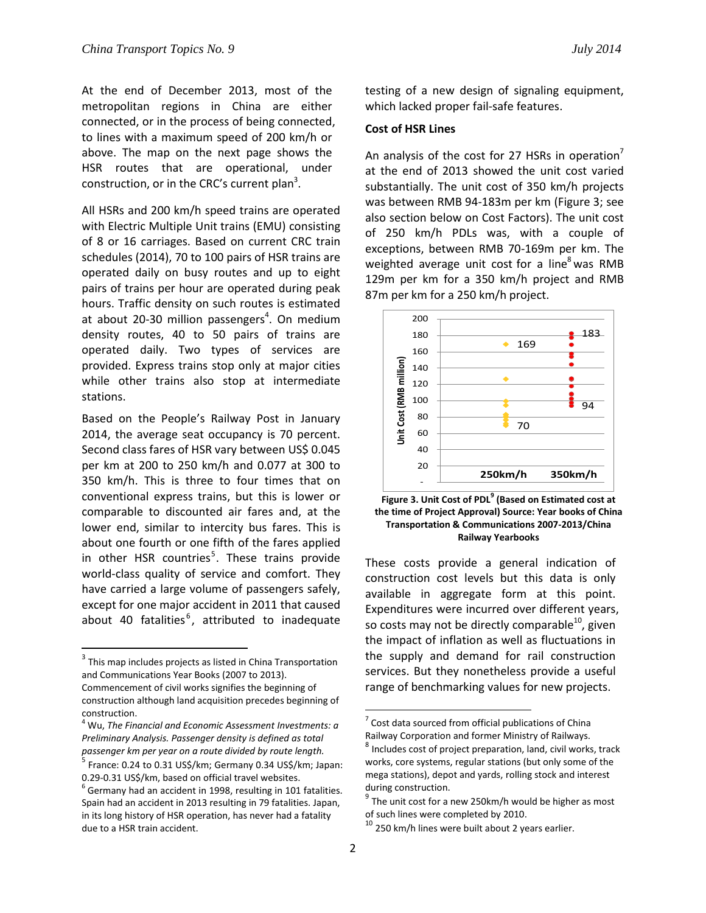At the end of December 2013, most of the metropolitan regions in China are either connected, or in the process of being connected, to lines with a maximum speed of 200 km/h or above. The map on the next page shows the HSR routes that are operational, under construction, or in the CRC's current plan[3].

All HSRs and 200 km/h speed trains are operated with Electric Multiple Unit trains (EMU) consisting of 8 or 16 carriages. Based on current CRC train schedules (2014), 70 to 100 pairs of HSR trains are operated daily on busy routes and up to eight pairs of trains per hour are operated during peak hours. Traffic density on such routes is estimated at about 20-30 million passengers[4]. On medium density routes, 40 to 50 pairs of trains are operated daily. Two types of services are provided. Express trains stop only at major cities while other trains also stop at intermediate stations.

Based on the People's Railway Post in January 2014, the average seat occupancy is 70 percent. Second class fares of HSR vary between US$ 0.045 per km at 200 to 250 km/h and 0.077 at 300 to 350 km/h. This is three to four times that on conventional express trains, but this is lower or comparable to discounted air fares and, at the lower end, similar to intercity bus fares. This is about one fourth or one fifth of the fares applied in other HSR countries[5]. These trains provide world-class quality of service and comfort. They have carried a large volume of passengers safely, except for one major accident in 2011 that caused about 40 fatalities[6], attributed to inadequate testing of a new design of signaling equipment, which lacked proper fail-safe features.

**Cost of HSR Lines**

An analysis of the cost for 27 HSRs in operation[7] at the end of 2013 showed the unit cost varied substantially. The unit cost of 350 km/h projects was between RMB 94-183m per km (Figure 3; see also section below on Cost Factors). The unit cost of 250 km/h PDLs was, with a couple of exceptions, between RMB 70-169m per km. The weighted average unit cost for a line[8] was RMB 129m per km for a 350 km/h project and RMB 87m per km for a 250 km/h project.

**Figure 3. Unit Cost of PDL[9] (Based on Estimated cost at the time of Project Approval) Source: Year books of China Transportation & Communications 2007-2013/China Railway Yearbooks**

These costs provide a general indication of construction cost levels but this data is only available in aggregate form at this point. Expenditures were incurred over different years, so costs may not be directly comparable[10], given the impact of inflation as well as fluctuations in the supply and demand for rail construction services. But they nonetheless provide a useful range of benchmarking values for new projects.

---

[3] This map includes projects as listed in China Transportation and Communications Year Books (2007 to 2013). Commencement of civil works signifies the beginning of construction although land acquisition precedes beginning of construction.

[4] Wu, *The Financial and Economic Assessment Investments: a Preliminary Analysis. Passenger density is defined as total passenger km per year on a route divided by route length.*

[5] France: 0.24 to 0.31 US$/km; Germany 0.34 US$/km; Japan: 0.29-0.31 US$/km, based on official travel websites.

[6] Germany had an accident in 1998, resulting in 101 fatalities. Spain had an accident in 2013 resulting in 79 fatalities. Japan, in its long history of HSR operation, has never had a fatality due to a HSR train accident.

[7] Cost data sourced from official publications of China Railway Corporation and former Ministry of Railways.

[8] Includes cost of project preparation, land, civil works, track works, core systems, regular stations (but only some of the mega stations), depot and yards, rolling stock and interest during construction.

[9] The unit cost for a new 250km/h would be higher as most of such lines were completed by 2010.

[10] 250 km/h lines were built about 2 years earlier.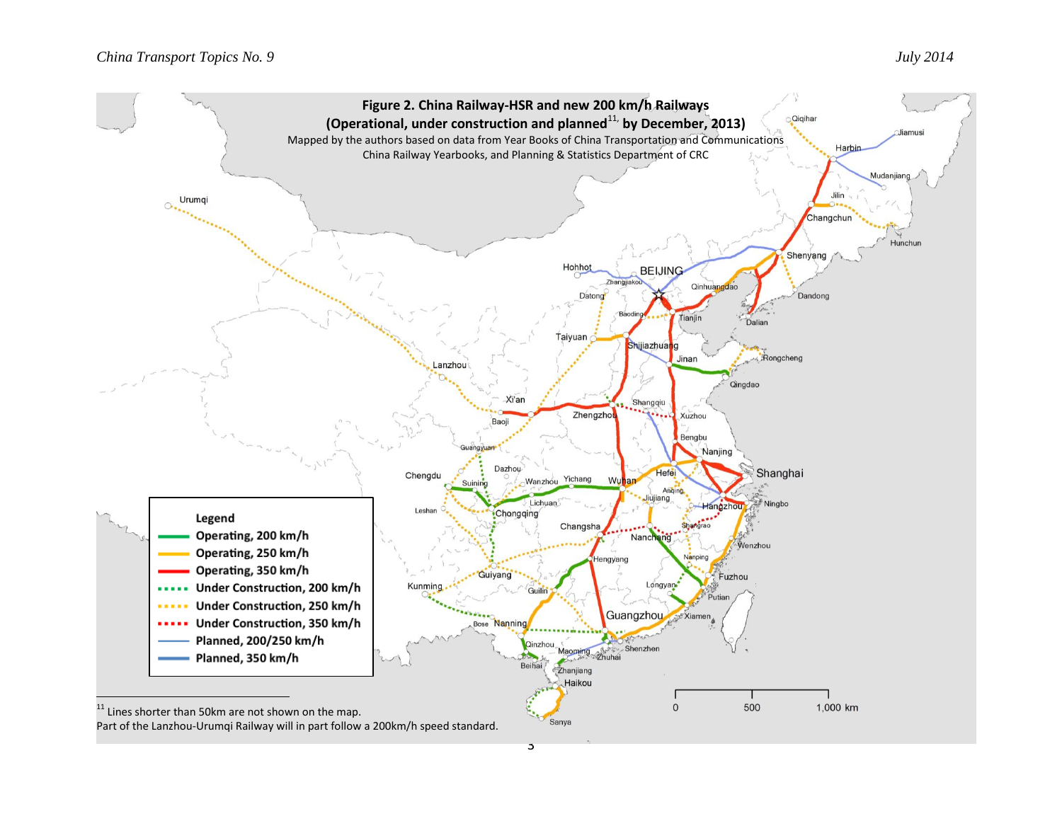**Figure 2. China Railway-HSR and new 200 km/h Railways (Operational, under construction and planned[11] by December, 2013)**

Mapped by the authors based on data from Year Books of China Transportation and Communications China Railway Yearbooks, and Planning & Statistics Department of CRC

**Legend**

- Operating, 200 km/h
- Operating, 250 km/h
- Operating, 350 km/h
- Under Construction, 200 km/h
- Under Construction, 250 km/h
- Under Construction, 350 km/h
- Planned, 200/250 km/h
- Planned, 350 km/h

---

[11] Lines shorter than 50km are not shown on the map.

Part of the Lanzhou-Urumqi Railway will in part follow a 200km/h speed standard.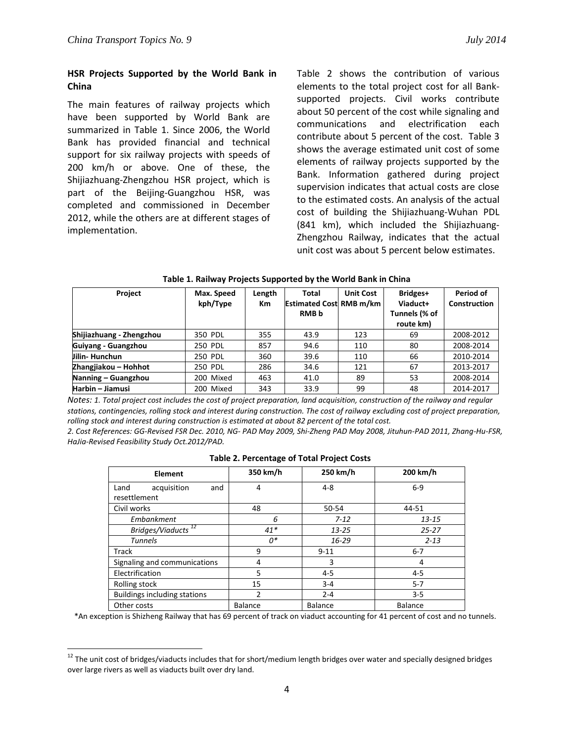### HSR Projects Supported by the World Bank in China

The main features of railway projects which have been supported by World Bank are summarized in Table 1. Since 2006, the World Bank has provided financial and technical support for six railway projects with speeds of 200 km/h or above. One of these, the Shijiazhuang-Zhengzhou HSR project, which is part of the Beijing-Guangzhou HSR, was completed and commissioned in December 2012, while the others are at different stages of implementation.

Table 2 shows the contribution of various elements to the total project cost for all Bank-supported projects. Civil works contribute about 50 percent of the cost while signaling and communications and electrification each contribute about 5 percent of the cost. Table 3 shows the average estimated unit cost of some elements of railway projects supported by the Bank. Information gathered during project supervision indicates that actual costs are close to the estimated costs. An analysis of the actual cost of building the Shijiazhuang-Wuhan PDL (841 km), which included the Shijiazhuang-Zhengzhou Railway, indicates that the actual unit cost was about 5 percent below estimates.

**Table 1. Railway Projects Supported by the World Bank in China**

| Project | Max. Speed kph/Type | Length Km | Total Estimated Cost RMB b | Unit Cost RMB m/km | Bridges+ Viaduct+ Tunnels (% of route km) | Period of Construction |
|---|---|---|---|---|---|---|
| **Shijiazhuang - Zhengzhou** | 350 PDL | 355 | 43.9 | 123 | 69 | 2008-2012 |
| **Guiyang - Guangzhou** | 250 PDL | 857 | 94.6 | 110 | 80 | 2008-2014 |
| **Jilin- Hunchun** | 250 PDL | 360 | 39.6 | 110 | 66 | 2010-2014 |
| **Zhangjiakou – Hohhot** | 250 PDL | 286 | 34.6 | 121 | 67 | 2013-2017 |
| **Nanning – Guangzhou** | 200 Mixed | 463 | 41.0 | 89 | 53 | 2008-2014 |
| **Harbin – Jiamusi** | 200 Mixed | 343 | 33.9 | 99 | 48 | 2014-2017 |

*Notes: 1. Total project cost includes the cost of project preparation, land acquisition, construction of the railway and regular stations, contingencies, rolling stock and interest during construction. The cost of railway excluding cost of project preparation, rolling stock and interest during construction is estimated at about 82 percent of the total cost.*

*2. Cost References: GG-Revised FSR Dec. 2010, NG- PAD May 2009, Shi-Zheng PAD May 2008, Jituhun-PAD 2011, Zhang-Hu-FSR, HaJia-Revised Feasibility Study Oct.2012/PAD.*

**Table 2. Percentage of Total Project Costs**

| Element | 350 km/h | 250 km/h | 200 km/h |
|---|---|---|---|
| Land acquisition and resettlement | 4 | 4-8 | 6-9 |
| Civil works | 48 | 50-54 | 44-51 |
| *Embankment* | *6* | *7-12* | *13-15* |
| *Bridges/Viaducts* [12] | *41\** | *13-25* | *25-27* |
| *Tunnels* | *0\** | *16-29* | *2-13* |
| Track | 9 | 9-11 | 6-7 |
| Signaling and communications | 4 | 3 | 4 |
| Electrification | 5 | 4-5 | 4-5 |
| Rolling stock | 15 | 3-4 | 5-7 |
| Buildings including stations | 2 | 2-4 | 3-5 |
| Other costs | Balance | Balance | Balance |

*An exception is Shizheng Railway that has 69 percent of track on viaduct accounting for 41 percent of cost and no tunnels.

[12] The unit cost of bridges/viaducts includes that for short/medium length bridges over water and specially designed bridges over large rivers as well as viaducts built over dry land.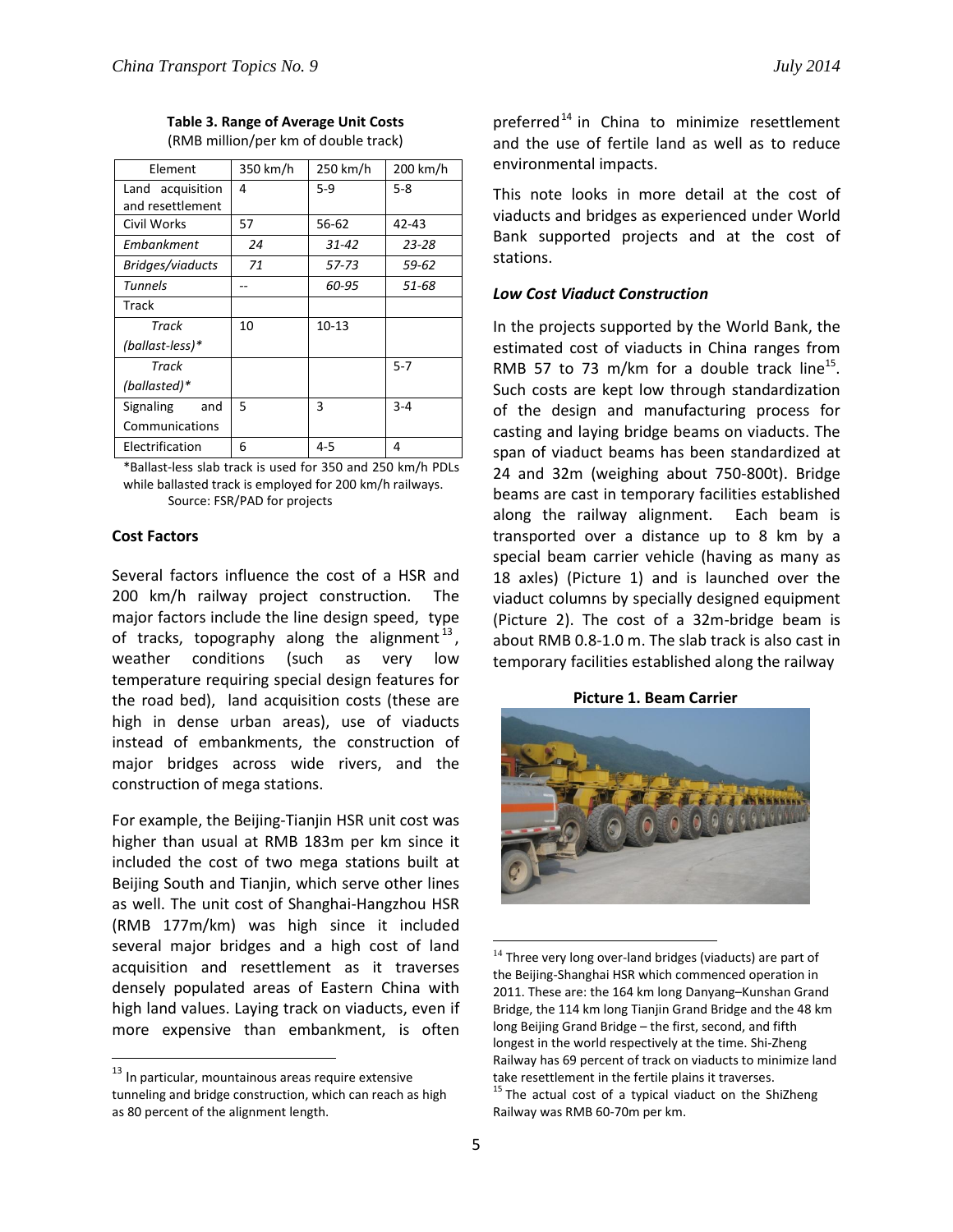**Table 3. Range of Average Unit Costs**
(RMB million/per km of double track)

| Element | 350 km/h | 250 km/h | 200 km/h |
|---|---|---|---|
| Land acquisition and resettlement | 4 | 5-9 | 5-8 |
| Civil Works | 57 | 56-62 | 42-43 |
| *Embankment* | *24* | *31-42* | *23-28* |
| *Bridges/viaducts* | *71* | *57-73* | *59-62* |
| *Tunnels* | -- | *60-95* | *51-68* |
| Track | | | |
| *Track (ballast-less)\** | 10 | 10-13 | |
| *Track (ballasted)\** | | | 5-7 |
| Signaling and Communications | 5 | 3 | 3-4 |
| Electrification | 6 | 4-5 | 4 |

*Ballast-less slab track is used for 350 and 250 km/h PDLs while ballasted track is employed for 200 km/h railways.
Source: FSR/PAD for projects

**Cost Factors**

Several factors influence the cost of a HSR and 200 km/h railway project construction. The major factors include the line design speed, type of tracks, topography along the alignment[13], weather conditions (such as very low temperature requiring special design features for the road bed), land acquisition costs (these are high in dense urban areas), use of viaducts instead of embankments, the construction of major bridges across wide rivers, and the construction of mega stations.

For example, the Beijing-Tianjin HSR unit cost was higher than usual at RMB 183m per km since it included the cost of two mega stations built at Beijing South and Tianjin, which serve other lines as well. The unit cost of Shanghai-Hangzhou HSR (RMB 177m/km) was high since it included several major bridges and a high cost of land acquisition and resettlement as it traverses densely populated areas of Eastern China with high land values. Laying track on viaducts, even if more expensive than embankment, is often preferred[14] in China to minimize resettlement and the use of fertile land as well as to reduce environmental impacts.

This note looks in more detail at the cost of viaducts and bridges as experienced under World Bank supported projects and at the cost of stations.

***Low Cost Viaduct Construction***

In the projects supported by the World Bank, the estimated cost of viaducts in China ranges from RMB 57 to 73 m/km for a double track line[15]. Such costs are kept low through standardization of the design and manufacturing process for casting and laying bridge beams on viaducts. The span of viaduct beams has been standardized at 24 and 32m (weighing about 750-800t). Bridge beams are cast in temporary facilities established along the railway alignment. Each beam is transported over a distance up to 8 km by a special beam carrier vehicle (having as many as 18 axles) (Picture 1) and is launched over the viaduct columns by specially designed equipment (Picture 2). The cost of a 32m-bridge beam is about RMB 0.8-1.0 m. The slab track is also cast in temporary facilities established along the railway

**Picture 1. Beam Carrier**

---

[13] In particular, mountainous areas require extensive tunneling and bridge construction, which can reach as high as 80 percent of the alignment length.

[14] Three very long over-land bridges (viaducts) are part of the Beijing-Shanghai HSR which commenced operation in 2011. These are: the 164 km long Danyang–Kunshan Grand Bridge, the 114 km long Tianjin Grand Bridge and the 48 km long Beijing Grand Bridge – the first, second, and fifth longest in the world respectively at the time. Shi-Zheng Railway has 69 percent of track on viaducts to minimize land take resettlement in the fertile plains it traverses.

[15] The actual cost of a typical viaduct on the ShiZheng Railway was RMB 60-70m per km.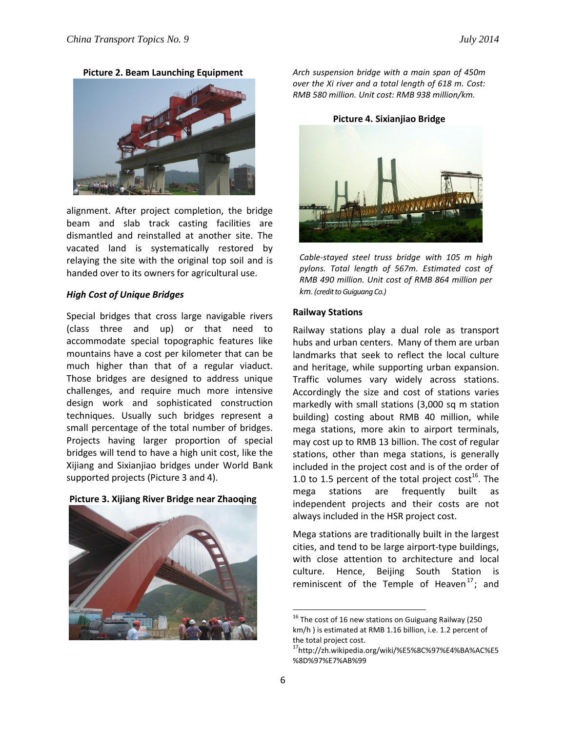**Picture 2. Beam Launching Equipment**

alignment. After project completion, the bridge beam and slab track casting facilities are dismantled and reinstalled at another site. The vacated land is systematically restored by relaying the site with the original top soil and is handed over to its owners for agricultural use.

### *High Cost of Unique Bridges*

Special bridges that cross large navigable rivers (class three and up) or that need to accommodate special topographic features like mountains have a cost per kilometer that can be much higher than that of a regular viaduct. Those bridges are designed to address unique challenges, and require much more intensive design work and sophisticated construction techniques. Usually such bridges represent a small percentage of the total number of bridges. Projects having larger proportion of special bridges will tend to have a high unit cost, like the Xijiang and Sixianjiao bridges under World Bank supported projects (Picture 3 and 4).

**Picture 3. Xijiang River Bridge near Zhaoqing**

*Arch suspension bridge with a main span of 450m over the Xi river and a total length of 618 m. Cost: RMB 580 million. Unit cost: RMB 938 million/km.*

**Picture 4. Sixianjiao Bridge**

*Cable-stayed steel truss bridge with 105 m high pylons. Total length of 567m. Estimated cost of RMB 490 million. Unit cost of RMB 864 million per km. (credit to Guiguang Co.)*

### Railway Stations

Railway stations play a dual role as transport hubs and urban centers. Many of them are urban landmarks that seek to reflect the local culture and heritage, while supporting urban expansion. Traffic volumes vary widely across stations. Accordingly the size and cost of stations varies markedly with small stations (3,000 sq m station building) costing about RMB 40 million, while mega stations, more akin to airport terminals, may cost up to RMB 13 billion. The cost of regular stations, other than mega stations, is generally included in the project cost and is of the order of 1.0 to 1.5 percent of the total project cost[16]. The mega stations are frequently built as independent projects and their costs are not always included in the HSR project cost.

Mega stations are traditionally built in the largest cities, and tend to be large airport-type buildings, with close attention to architecture and local culture. Hence, Beijing South Station is reminiscent of the Temple of Heaven[17]; and

---

[16] The cost of 16 new stations on Guiguang Railway (250 km/h ) is estimated at RMB 1.16 billion, i.e. 1.2 percent of the total project cost.

[17] http://zh.wikipedia.org/wiki/%E5%8C%97%E4%BA%AC%E5%8D%97%E7%AB%99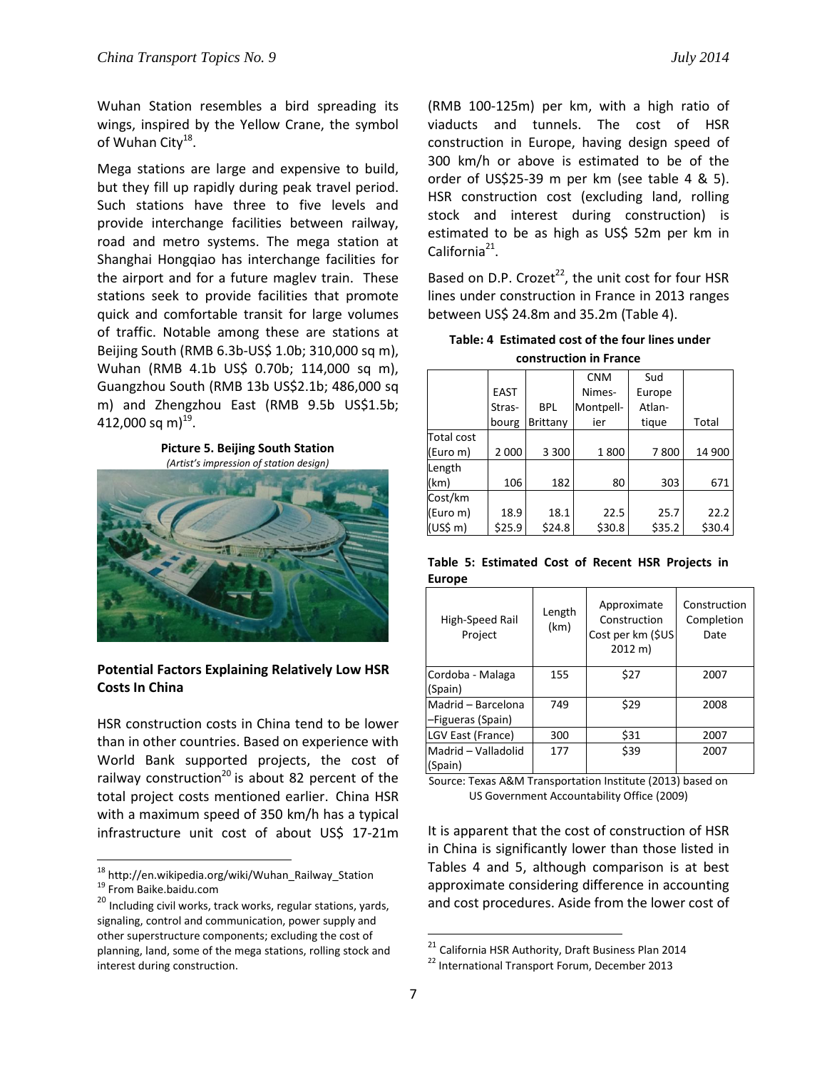Wuhan Station resembles a bird spreading its wings, inspired by the Yellow Crane, the symbol of Wuhan City[18].

Mega stations are large and expensive to build, but they fill up rapidly during peak travel period. Such stations have three to five levels and provide interchange facilities between railway, road and metro systems. The mega station at Shanghai Hongqiao has interchange facilities for the airport and for a future maglev train. These stations seek to provide facilities that promote quick and comfortable transit for large volumes of traffic. Notable among these are stations at Beijing South (RMB 6.3b-US$ 1.0b; 310,000 sq m), Wuhan (RMB 4.1b US$ 0.70b; 114,000 sq m), Guangzhou South (RMB 13b US$2.1b; 486,000 sq m) and Zhengzhou East (RMB 9.5b US$1.5b; 412,000 sq m)[19].

**Picture 5. Beijing South Station**
*(Artist's impression of station design)*

### Potential Factors Explaining Relatively Low HSR Costs In China

HSR construction costs in China tend to be lower than in other countries. Based on experience with World Bank supported projects, the cost of railway construction[20] is about 82 percent of the total project costs mentioned earlier. China HSR with a maximum speed of 350 km/h has a typical infrastructure unit cost of about US$ 17-21m (RMB 100-125m) per km, with a high ratio of viaducts and tunnels. The cost of HSR construction in Europe, having design speed of 300 km/h or above is estimated to be of the order of US$25-39 m per km (see table 4 & 5). HSR construction cost (excluding land, rolling stock and interest during construction) is estimated to be as high as US$ 52m per km in California[21].

Based on D.P. Crozet[22], the unit cost for four HSR lines under construction in France in 2013 ranges between US$ 24.8m and 35.2m (Table 4).

**Table: 4 Estimated cost of the four lines under construction in France**

| | EAST Strasbourg | BPL Brittany | CNM Nimes-Montpellier | Sud Europe Atlantique | Total |
|---|---|---|---|---|---|
| Total cost (Euro m) | 2 000 | 3 300 | 1 800 | 7 800 | 14 900 |
| Length (km) | 106 | 182 | 80 | 303 | 671 |
| Cost/km (Euro m) (US$ m) | 18.9 $25.9 | 18.1 $24.8 | 22.5 $30.8 | 25.7 $35.2 | 22.2 $30.4 |

**Table 5: Estimated Cost of Recent HSR Projects in Europe**

| High-Speed Rail Project | Length (km) | Approximate Construction Cost per km ($US 2012 m) | Construction Completion Date |
|---|---|---|---|
| Cordoba - Malaga (Spain) | 155 | $27 | 2007 |
| Madrid – Barcelona –Figueras (Spain) | 749 | $29 | 2008 |
| LGV East (France) | 300 | $31 | 2007 |
| Madrid – Valladolid (Spain) | 177 | $39 | 2007 |

Source: Texas A&M Transportation Institute (2013) based on US Government Accountability Office (2009)

It is apparent that the cost of construction of HSR in China is significantly lower than those listed in Tables 4 and 5, although comparison is at best approximate considering difference in accounting and cost procedures. Aside from the lower cost of

---

[18] http://en.wikipedia.org/wiki/Wuhan_Railway_Station

[19] From Baike.baidu.com

[20] Including civil works, track works, regular stations, yards, signaling, control and communication, power supply and other superstructure components; excluding the cost of planning, land, some of the mega stations, rolling stock and interest during construction.

[21] California HSR Authority, Draft Business Plan 2014

[22] International Transport Forum, December 2013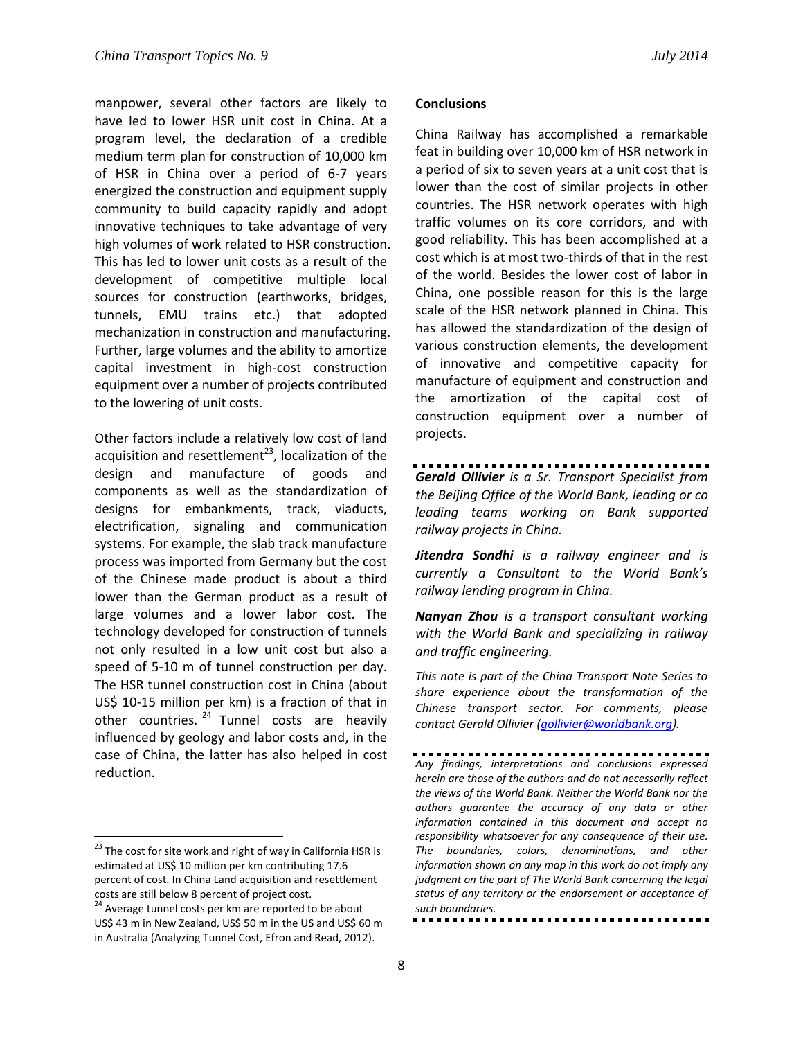manpower, several other factors are likely to have led to lower HSR unit cost in China. At a program level, the declaration of a credible medium term plan for construction of 10,000 km of HSR in China over a period of 6-7 years energized the construction and equipment supply community to build capacity rapidly and adopt innovative techniques to take advantage of very high volumes of work related to HSR construction. This has led to lower unit costs as a result of the development of competitive multiple local sources for construction (earthworks, bridges, tunnels, EMU trains etc.) that adopted mechanization in construction and manufacturing. Further, large volumes and the ability to amortize capital investment in high-cost construction equipment over a number of projects contributed to the lowering of unit costs.

Other factors include a relatively low cost of land acquisition and resettlement[23], localization of the design and manufacture of goods and components as well as the standardization of designs for embankments, track, viaducts, electrification, signaling and communication systems. For example, the slab track manufacture process was imported from Germany but the cost of the Chinese made product is about a third lower than the German product as a result of large volumes and a lower labor cost. The technology developed for construction of tunnels not only resulted in a low unit cost but also a speed of 5-10 m of tunnel construction per day. The HSR tunnel construction cost in China (about US$ 10-15 million per km) is a fraction of that in other countries.[24] Tunnel costs are heavily influenced by geology and labor costs and, in the case of China, the latter has also helped in cost reduction.

[23] The cost for site work and right of way in California HSR is estimated at US$ 10 million per km contributing 17.6 percent of cost. In China Land acquisition and resettlement costs are still below 8 percent of project cost.

[24] Average tunnel costs per km are reported to be about US$ 43 m in New Zealand, US$ 50 m in the US and US$ 60 m in Australia (Analyzing Tunnel Cost, Efron and Read, 2012).

## Conclusions

China Railway has accomplished a remarkable feat in building over 10,000 km of HSR network in a period of six to seven years at a unit cost that is lower than the cost of similar projects in other countries. The HSR network operates with high traffic volumes on its core corridors, and with good reliability. This has been accomplished at a cost which is at most two-thirds of that in the rest of the world. Besides the lower cost of labor in China, one possible reason for this is the large scale of the HSR network planned in China. This has allowed the standardization of the design of various construction elements, the development of innovative and competitive capacity for manufacture of equipment and construction and the amortization of the capital cost of construction equipment over a number of projects.

***Gerald Ollivier*** *is a Sr. Transport Specialist from the Beijing Office of the World Bank, leading or co leading teams working on Bank supported railway projects in China.*

***Jitendra Sondhi*** *is a railway engineer and is currently a Consultant to the World Bank's railway lending program in China.*

***Nanyan Zhou*** *is a transport consultant working with the World Bank and specializing in railway and traffic engineering.*

*This note is part of the China Transport Note Series to share experience about the transformation of the Chinese transport sector. For comments, please contact Gerald Ollivier (gollivier@worldbank.org).*

*Any findings, interpretations and conclusions expressed herein are those of the authors and do not necessarily reflect the views of the World Bank. Neither the World Bank nor the authors guarantee the accuracy of any data or other information contained in this document and accept no responsibility whatsoever for any consequence of their use. The boundaries, colors, denominations, and other information shown on any map in this work do not imply any judgment on the part of The World Bank concerning the legal status of any territory or the endorsement or acceptance of such boundaries.*